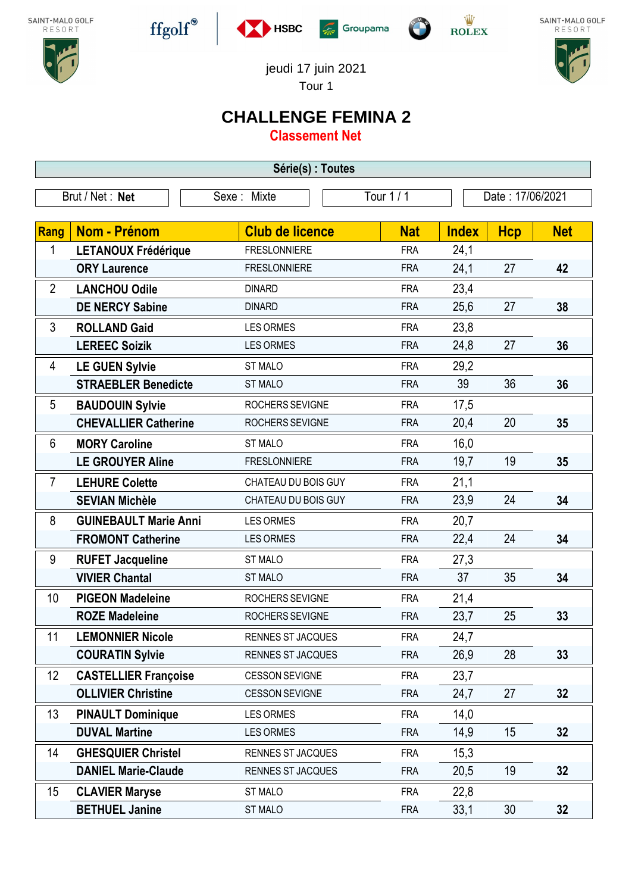jeudi 17 juin 2021

Tour 1

# CHALLENGE FEMINA 2

## Classement Net

**Série(s) : Toutes**

| Brut / Net : **Net** | Sexe : Mixte | Tour 1 / 1 | Date : 17/06/2021 |
|---|---|---|---|

| Rang | Nom - Prénom | Club de licence | Nat | Index | Hcp | Net |
|---|---|---|---|---|---|---|
| 1 | **LETANOUX Frédérique** | FRESLONNIERE | FRA | 24,1 | | |
| | **ORY Laurence** | FRESLONNIERE | FRA | 24,1 | 27 | **42** |
| 2 | **LANCHOU Odile** | DINARD | FRA | 23,4 | | |
| | **DE NERCY Sabine** | DINARD | FRA | 25,6 | 27 | **38** |
| 3 | **ROLLAND Gaid** | LES ORMES | FRA | 23,8 | | |
| | **LEREEC Soizik** | LES ORMES | FRA | 24,8 | 27 | **36** |
| 4 | **LE GUEN Sylvie** | ST MALO | FRA | 29,2 | | |
| | **STRAEBLER Benedicte** | ST MALO | FRA | 39 | 36 | **36** |
| 5 | **BAUDOUIN Sylvie** | ROCHERS SEVIGNE | FRA | 17,5 | | |
| | **CHEVALLIER Catherine** | ROCHERS SEVIGNE | FRA | 20,4 | 20 | **35** |
| 6 | **MORY Caroline** | ST MALO | FRA | 16,0 | | |
| | **LE GROUYER Aline** | FRESLONNIERE | FRA | 19,7 | 19 | **35** |
| 7 | **LEHURE Colette** | CHATEAU DU BOIS GUY | FRA | 21,1 | | |
| | **SEVIAN Michèle** | CHATEAU DU BOIS GUY | FRA | 23,9 | 24 | **34** |
| 8 | **GUINEBAULT Marie Anni** | LES ORMES | FRA | 20,7 | | |
| | **FROMONT Catherine** | LES ORMES | FRA | 22,4 | 24 | **34** |
| 9 | **RUFET Jacqueline** | ST MALO | FRA | 27,3 | | |
| | **VIVIER Chantal** | ST MALO | FRA | 37 | 35 | **34** |
| 10 | **PIGEON Madeleine** | ROCHERS SEVIGNE | FRA | 21,4 | | |
| | **ROZE Madeleine** | ROCHERS SEVIGNE | FRA | 23,7 | 25 | **33** |
| 11 | **LEMONNIER Nicole** | RENNES ST JACQUES | FRA | 24,7 | | |
| | **COURATIN Sylvie** | RENNES ST JACQUES | FRA | 26,9 | 28 | **33** |
| 12 | **CASTELLIER Françoise** | CESSON SEVIGNE | FRA | 23,7 | | |
| | **OLLIVIER Christine** | CESSON SEVIGNE | FRA | 24,7 | 27 | **32** |
| 13 | **PINAULT Dominique** | LES ORMES | FRA | 14,0 | | |
| | **DUVAL Martine** | LES ORMES | FRA | 14,9 | 15 | **32** |
| 14 | **GHESQUIER Christel** | RENNES ST JACQUES | FRA | 15,3 | | |
| | **DANIEL Marie-Claude** | RENNES ST JACQUES | FRA | 20,5 | 19 | **32** |
| 15 | **CLAVIER Maryse** | ST MALO | FRA | 22,8 | | |
| | **BETHUEL Janine** | ST MALO | FRA | 33,1 | 30 | **32** |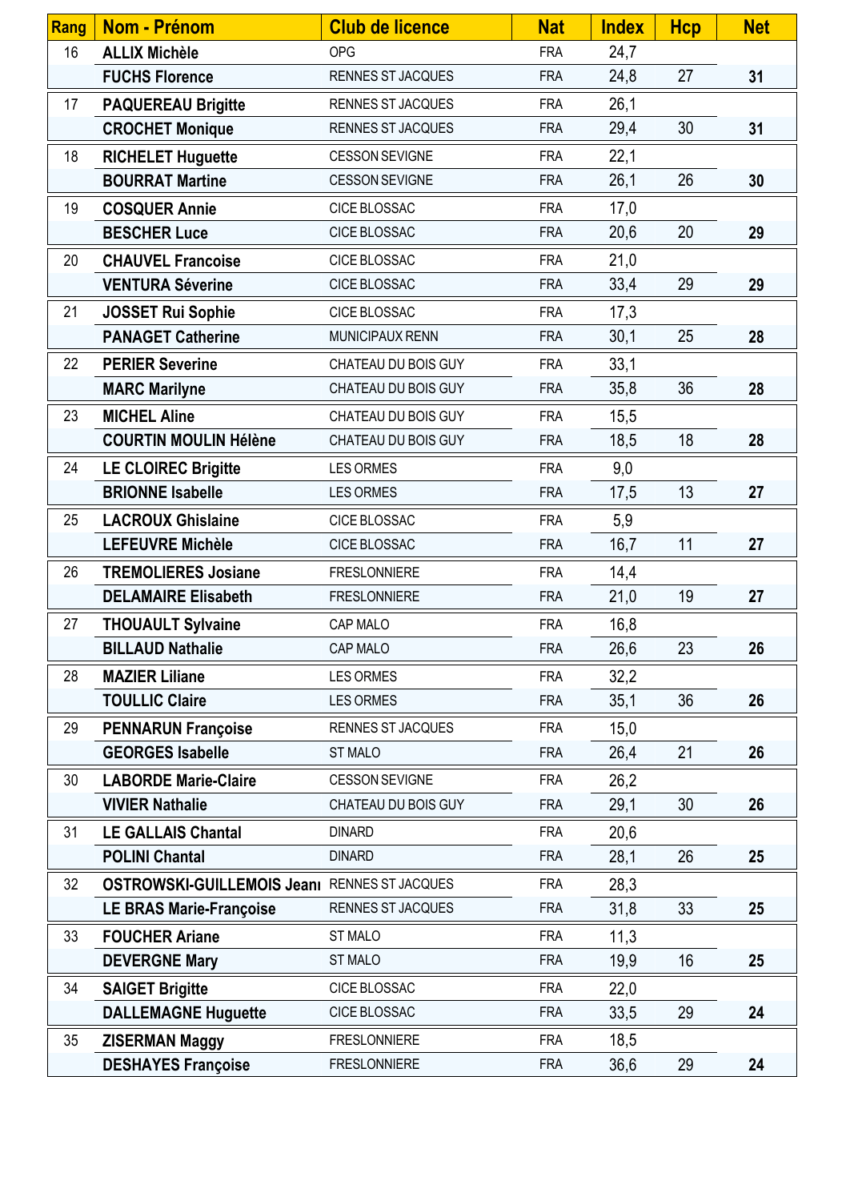| Rang | Nom - Prénom | Club de licence | Nat | Index | Hcp | Net |
|---|---|---|---|---|---|---|
| 16 | **ALLIX Michèle** | OPG | FRA | 24,7 | | |
| | **FUCHS Florence** | RENNES ST JACQUES | FRA | 24,8 | 27 | **31** |
| 17 | **PAQUEREAU Brigitte** | RENNES ST JACQUES | FRA | 26,1 | | |
| | **CROCHET Monique** | RENNES ST JACQUES | FRA | 29,4 | 30 | **31** |
| 18 | **RICHELET Huguette** | CESSON SEVIGNE | FRA | 22,1 | | |
| | **BOURRAT Martine** | CESSON SEVIGNE | FRA | 26,1 | 26 | **30** |
| 19 | **COSQUER Annie** | CICE BLOSSAC | FRA | 17,0 | | |
| | **BESCHER Luce** | CICE BLOSSAC | FRA | 20,6 | 20 | **29** |
| 20 | **CHAUVEL Francoise** | CICE BLOSSAC | FRA | 21,0 | | |
| | **VENTURA Séverine** | CICE BLOSSAC | FRA | 33,4 | 29 | **29** |
| 21 | **JOSSET Rui Sophie** | CICE BLOSSAC | FRA | 17,3 | | |
| | **PANAGET Catherine** | MUNICIPAUX RENN | FRA | 30,1 | 25 | **28** |
| 22 | **PERIER Severine** | CHATEAU DU BOIS GUY | FRA | 33,1 | | |
| | **MARC Marilyne** | CHATEAU DU BOIS GUY | FRA | 35,8 | 36 | **28** |
| 23 | **MICHEL Aline** | CHATEAU DU BOIS GUY | FRA | 15,5 | | |
| | **COURTIN MOULIN Hélène** | CHATEAU DU BOIS GUY | FRA | 18,5 | 18 | **28** |
| 24 | **LE CLOIREC Brigitte** | LES ORMES | FRA | 9,0 | | |
| | **BRIONNE Isabelle** | LES ORMES | FRA | 17,5 | 13 | **27** |
| 25 | **LACROUX Ghislaine** | CICE BLOSSAC | FRA | 5,9 | | |
| | **LEFEUVRE Michèle** | CICE BLOSSAC | FRA | 16,7 | 11 | **27** |
| 26 | **TREMOLIERES Josiane** | FRESLONNIERE | FRA | 14,4 | | |
| | **DELAMAIRE Elisabeth** | FRESLONNIERE | FRA | 21,0 | 19 | **27** |
| 27 | **THOUAULT Sylvaine** | CAP MALO | FRA | 16,8 | | |
| | **BILLAUD Nathalie** | CAP MALO | FRA | 26,6 | 23 | **26** |
| 28 | **MAZIER Liliane** | LES ORMES | FRA | 32,2 | | |
| | **TOULLIC Claire** | LES ORMES | FRA | 35,1 | 36 | **26** |
| 29 | **PENNARUN Françoise** | RENNES ST JACQUES | FRA | 15,0 | | |
| | **GEORGES Isabelle** | ST MALO | FRA | 26,4 | 21 | **26** |
| 30 | **LABORDE Marie-Claire** | CESSON SEVIGNE | FRA | 26,2 | | |
| | **VIVIER Nathalie** | CHATEAU DU BOIS GUY | FRA | 29,1 | 30 | **26** |
| 31 | **LE GALLAIS Chantal** | DINARD | FRA | 20,6 | | |
| | **POLINI Chantal** | DINARD | FRA | 28,1 | 26 | **25** |
| 32 | **OSTROWSKI-GUILLEMOIS Jeani** | RENNES ST JACQUES | FRA | 28,3 | | |
| | **LE BRAS Marie-Françoise** | RENNES ST JACQUES | FRA | 31,8 | 33 | **25** |
| 33 | **FOUCHER Ariane** | ST MALO | FRA | 11,3 | | |
| | **DEVERGNE Mary** | ST MALO | FRA | 19,9 | 16 | **25** |
| 34 | **SAIGET Brigitte** | CICE BLOSSAC | FRA | 22,0 | | |
| | **DALLEMAGNE Huguette** | CICE BLOSSAC | FRA | 33,5 | 29 | **24** |
| 35 | **ZISERMAN Maggy** | FRESLONNIERE | FRA | 18,5 | | |
| | **DESHAYES Françoise** | FRESLONNIERE | FRA | 36,6 | 29 | **24** |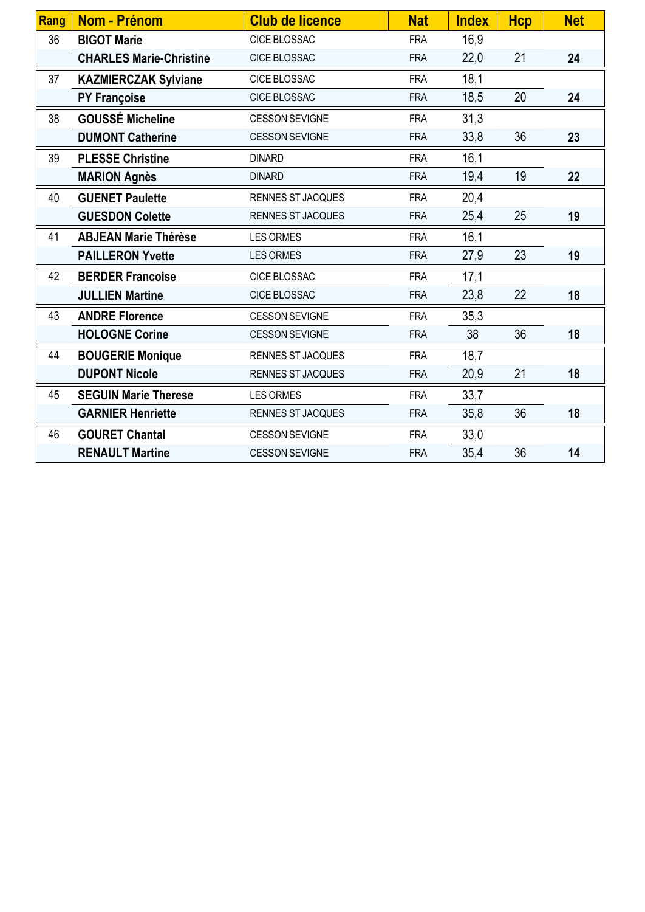| Rang | Nom - Prénom | Club de licence | Nat | Index | Hcp | Net |
|---|---|---|---|---|---|---|
| 36 | **BIGOT Marie** | CICE BLOSSAC | FRA | 16,9 | | |
| | **CHARLES Marie-Christine** | CICE BLOSSAC | FRA | 22,0 | 21 | **24** |
| 37 | **KAZMIERCZAK Sylviane** | CICE BLOSSAC | FRA | 18,1 | | |
| | **PY Françoise** | CICE BLOSSAC | FRA | 18,5 | 20 | **24** |
| 38 | **GOUSSÉ Micheline** | CESSON SEVIGNE | FRA | 31,3 | | |
| | **DUMONT Catherine** | CESSON SEVIGNE | FRA | 33,8 | 36 | **23** |
| 39 | **PLESSE Christine** | DINARD | FRA | 16,1 | | |
| | **MARION Agnès** | DINARD | FRA | 19,4 | 19 | **22** |
| 40 | **GUENET Paulette** | RENNES ST JACQUES | FRA | 20,4 | | |
| | **GUESDON Colette** | RENNES ST JACQUES | FRA | 25,4 | 25 | **19** |
| 41 | **ABJEAN Marie Thérèse** | LES ORMES | FRA | 16,1 | | |
| | **PAILLERON Yvette** | LES ORMES | FRA | 27,9 | 23 | **19** |
| 42 | **BERDER Francoise** | CICE BLOSSAC | FRA | 17,1 | | |
| | **JULLIEN Martine** | CICE BLOSSAC | FRA | 23,8 | 22 | **18** |
| 43 | **ANDRE Florence** | CESSON SEVIGNE | FRA | 35,3 | | |
| | **HOLOGNE Corine** | CESSON SEVIGNE | FRA | 38 | 36 | **18** |
| 44 | **BOUGERIE Monique** | RENNES ST JACQUES | FRA | 18,7 | | |
| | **DUPONT Nicole** | RENNES ST JACQUES | FRA | 20,9 | 21 | **18** |
| 45 | **SEGUIN Marie Therese** | LES ORMES | FRA | 33,7 | | |
| | **GARNIER Henriette** | RENNES ST JACQUES | FRA | 35,8 | 36 | **18** |
| 46 | **GOURET Chantal** | CESSON SEVIGNE | FRA | 33,0 | | |
| | **RENAULT Martine** | CESSON SEVIGNE | FRA | 35,4 | 36 | **14** |